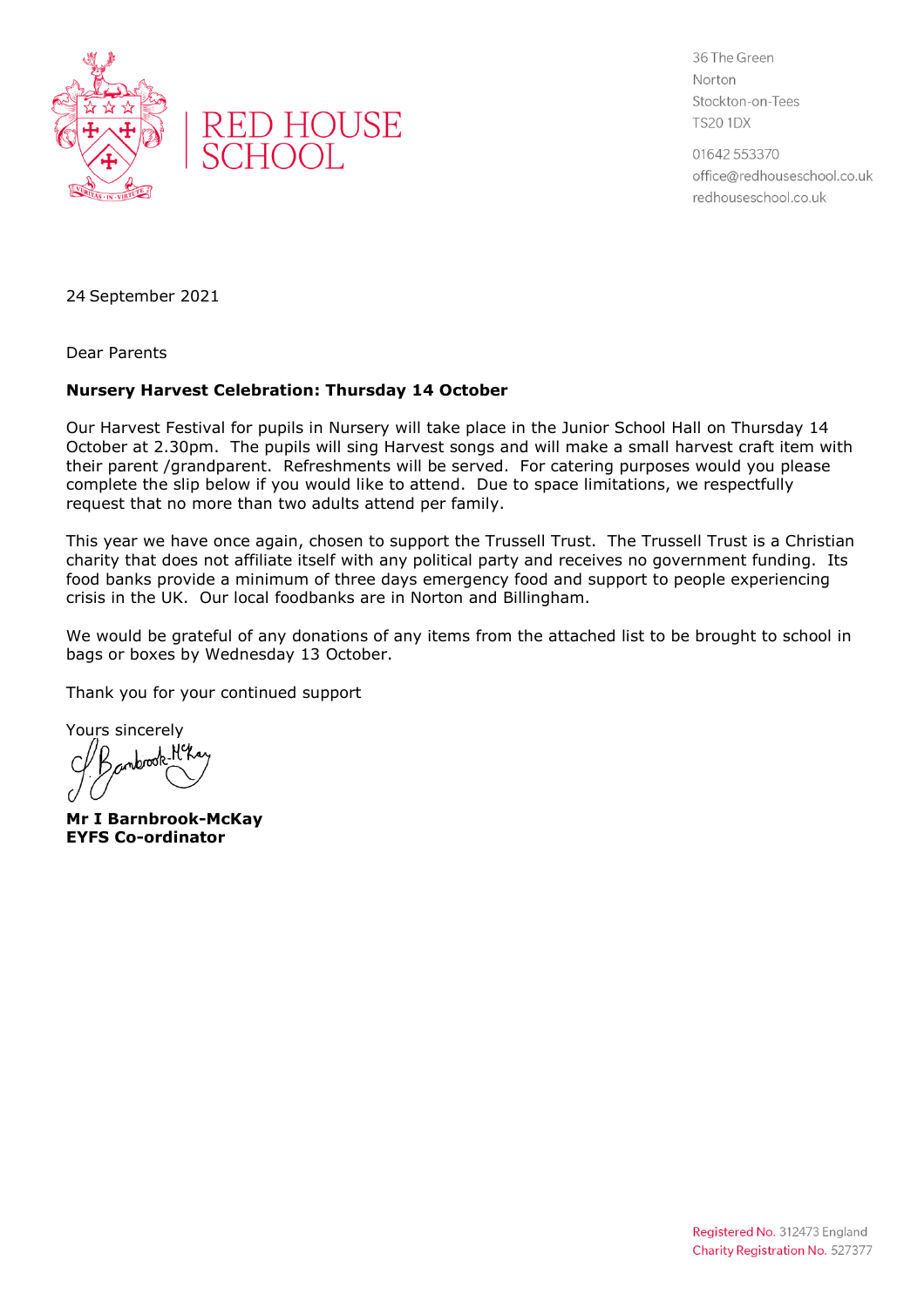# RED HOUSE SCHOOL

36 The Green
Norton
Stockton-on-Tees
TS20 1DX

01642 553370
office@redhouseschool.co.uk
redhouseschool.co.uk

24 September 2021

Dear Parents

**Nursery Harvest Celebration: Thursday 14 October**

Our Harvest Festival for pupils in Nursery will take place in the Junior School Hall on Thursday 14 October at 2.30pm. The pupils will sing Harvest songs and will make a small harvest craft item with their parent /grandparent. Refreshments will be served. For catering purposes would you please complete the slip below if you would like to attend. Due to space limitations, we respectfully request that no more than two adults attend per family.

This year we have once again, chosen to support the Trussell Trust. The Trussell Trust is a Christian charity that does not affiliate itself with any political party and receives no government funding. Its food banks provide a minimum of three days emergency food and support to people experiencing crisis in the UK. Our local foodbanks are in Norton and Billingham.

We would be grateful of any donations of any items from the attached list to be brought to school in bags or boxes by Wednesday 13 October.

Thank you for your continued support

Yours sincerely

**Mr I Barnbrook-McKay**
**EYFS Co-ordinator**

Registered No. 312473 England
Charity Registration No. 527377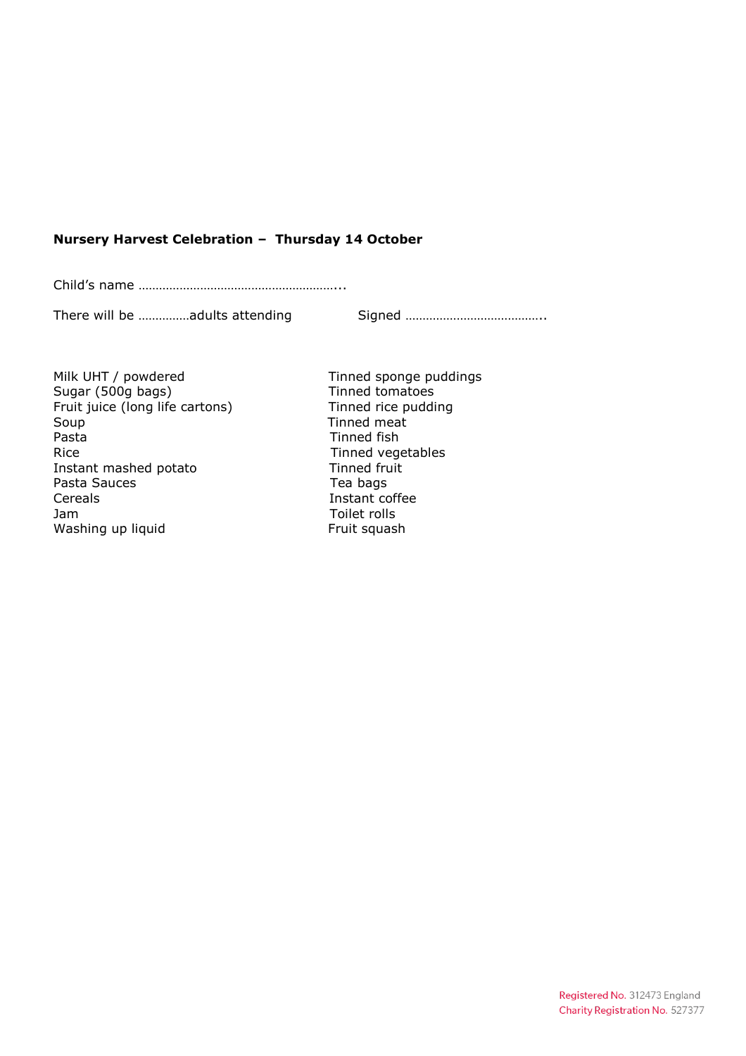**Nursery Harvest Celebration – Thursday 14 October**

Child's name …………………………………………………...

There will be ……………adults attending Signed …………………………………..

| | |
|---|---|
| Milk UHT / powdered | Tinned sponge puddings |
| Sugar (500g bags) | Tinned tomatoes |
| Fruit juice (long life cartons) | Tinned rice pudding |
| Soup | Tinned meat |
| Pasta | Tinned fish |
| Rice | Tinned vegetables |
| Instant mashed potato | Tinned fruit |
| Pasta Sauces | Tea bags |
| Cereals | Instant coffee |
| Jam | Toilet rolls |
| Washing up liquid | Fruit squash |

Registered No. 312473 England
Charity Registration No. 527377